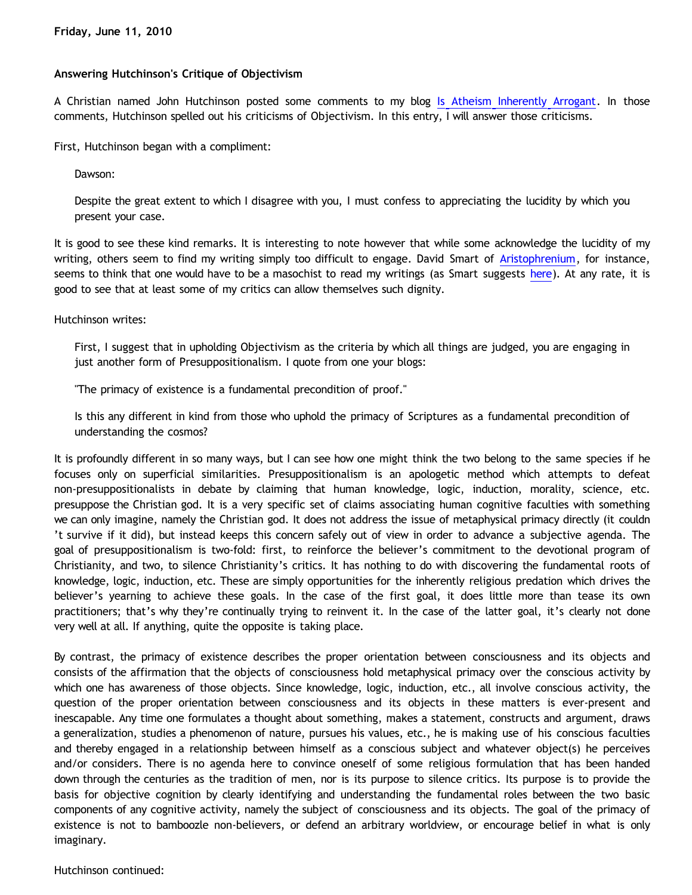**Friday, June 11, 2010**

**Answering Hutchinson's Critique of Objectivism**

A Christian named John Hutchinson posted some comments to my blog Is Atheism Inherently Arrogant. In those comments, Hutchinson spelled out his criticisms of Objectivism. In this entry, I will answer those criticisms.

First, Hutchinson began with a compliment:

> Dawson:
>
> Despite the great extent to which I disagree with you, I must confess to appreciating the lucidity by which you present your case.

It is good to see these kind remarks. It is interesting to note however that while some acknowledge the lucidity of my writing, others seem to find my writing simply too difficult to engage. David Smart of Aristophrenium, for instance, seems to think that one would have to be a masochist to read my writings (as Smart suggests here). At any rate, it is good to see that at least some of my critics can allow themselves such dignity.

Hutchinson writes:

> First, I suggest that in upholding Objectivism as the criteria by which all things are judged, you are engaging in just another form of Presuppositionalism. I quote from one your blogs:
>
> "The primacy of existence is a fundamental precondition of proof."
>
> Is this any different in kind from those who uphold the primacy of Scriptures as a fundamental precondition of understanding the cosmos?

It is profoundly different in so many ways, but I can see how one might think the two belong to the same species if he focuses only on superficial similarities. Presuppositionalism is an apologetic method which attempts to defeat non-presuppositionalists in debate by claiming that human knowledge, logic, induction, morality, science, etc. presuppose the Christian god. It is a very specific set of claims associating human cognitive faculties with something we can only imagine, namely the Christian god. It does not address the issue of metaphysical primacy directly (it couldn't survive if it did), but instead keeps this concern safely out of view in order to advance a subjective agenda. The goal of presuppositionalism is two-fold: first, to reinforce the believer's commitment to the devotional program of Christianity, and two, to silence Christianity's critics. It has nothing to do with discovering the fundamental roots of knowledge, logic, induction, etc. These are simply opportunities for the inherently religious predation which drives the believer's yearning to achieve these goals. In the case of the first goal, it does little more than tease its own practitioners; that's why they're continually trying to reinvent it. In the case of the latter goal, it's clearly not done very well at all. If anything, quite the opposite is taking place.

By contrast, the primacy of existence describes the proper orientation between consciousness and its objects and consists of the affirmation that the objects of consciousness hold metaphysical primacy over the conscious activity by which one has awareness of those objects. Since knowledge, logic, induction, etc., all involve conscious activity, the question of the proper orientation between consciousness and its objects in these matters is ever-present and inescapable. Any time one formulates a thought about something, makes a statement, constructs and argument, draws a generalization, studies a phenomenon of nature, pursues his values, etc., he is making use of his conscious faculties and thereby engaged in a relationship between himself as a conscious subject and whatever object(s) he perceives and/or considers. There is no agenda here to convince oneself of some religious formulation that has been handed down through the centuries as the tradition of men, nor is its purpose to silence critics. Its purpose is to provide the basis for objective cognition by clearly identifying and understanding the fundamental roles between the two basic components of any cognitive activity, namely the subject of consciousness and its objects. The goal of the primacy of existence is not to bamboozle non-believers, or defend an arbitrary worldview, or encourage belief in what is only imaginary.

Hutchinson continued: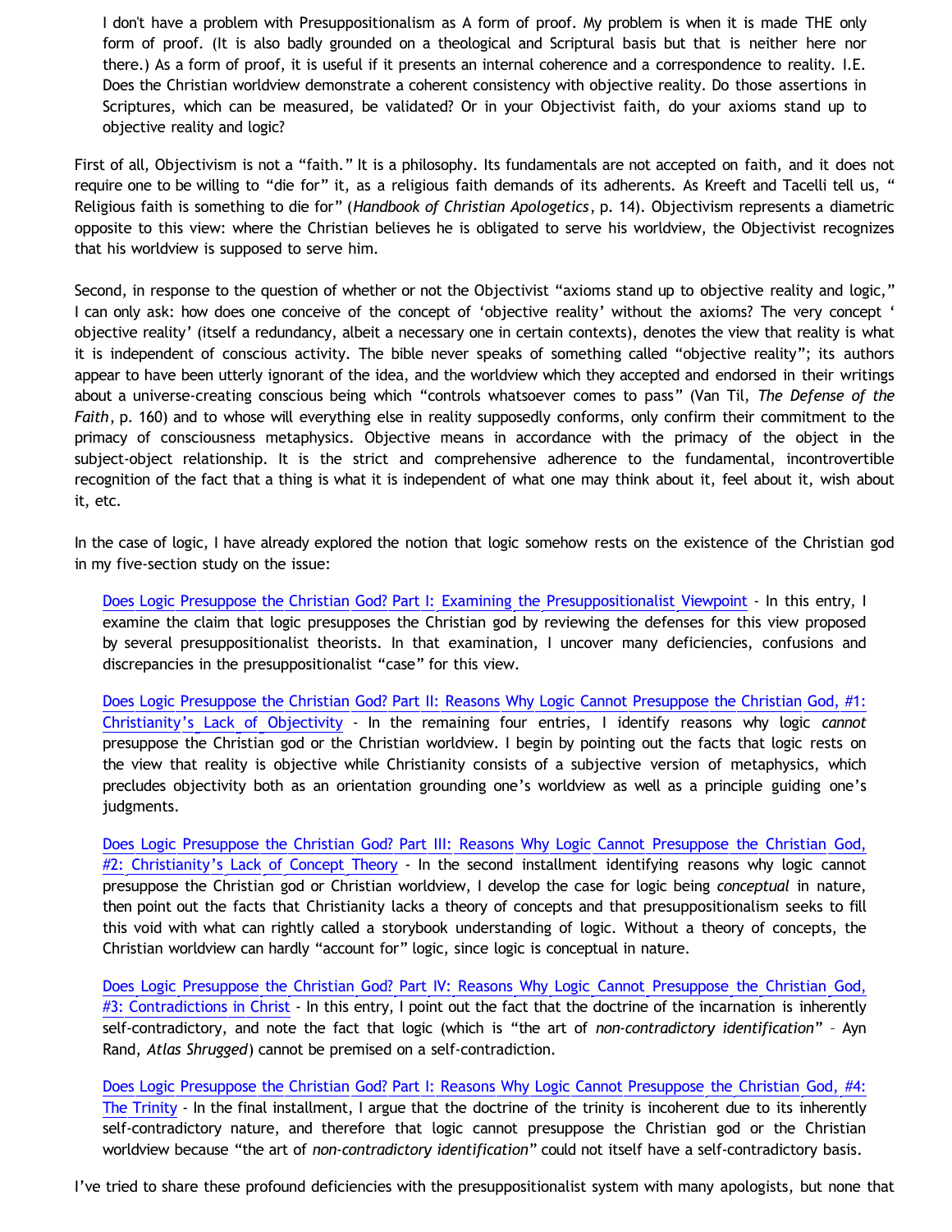> I don't have a problem with Presuppositionalism as A form of proof. My problem is when it is made THE only form of proof. (It is also badly grounded on a theological and Scriptural basis but that is neither here nor there.) As a form of proof, it is useful if it presents an internal coherence and a correspondence to reality. I.E. Does the Christian worldview demonstrate a coherent consistency with objective reality. Do those assertions in Scriptures, which can be measured, be validated? Or in your Objectivist faith, do your axioms stand up to objective reality and logic?

First of all, Objectivism is not a "faith." It is a philosophy. Its fundamentals are not accepted on faith, and it does not require one to be willing to "die for" it, as a religious faith demands of its adherents. As Kreeft and Tacelli tell us, " Religious faith is something to die for" (*Handbook of Christian Apologetics*, p. 14). Objectivism represents a diametric opposite to this view: where the Christian believes he is obligated to serve his worldview, the Objectivist recognizes that his worldview is supposed to serve him.

Second, in response to the question of whether or not the Objectivist "axioms stand up to objective reality and logic," I can only ask: how does one conceive of the concept of 'objective reality' without the axioms? The very concept ' objective reality' (itself a redundancy, albeit a necessary one in certain contexts), denotes the view that reality is what it is independent of conscious activity. The bible never speaks of something called "objective reality"; its authors appear to have been utterly ignorant of the idea, and the worldview which they accepted and endorsed in their writings about a universe-creating conscious being which "controls whatsoever comes to pass" (Van Til, *The Defense of the Faith*, p. 160) and to whose will everything else in reality supposedly conforms, only confirm their commitment to the primacy of consciousness metaphysics. Objective means in accordance with the primacy of the object in the subject-object relationship. It is the strict and comprehensive adherence to the fundamental, incontrovertible recognition of the fact that a thing is what it is independent of what one may think about it, feel about it, wish about it, etc.

In the case of logic, I have already explored the notion that logic somehow rests on the existence of the Christian god in my five-section study on the issue:

> Does Logic Presuppose the Christian God? Part I: Examining the Presuppositionalist Viewpoint - In this entry, I examine the claim that logic presupposes the Christian god by reviewing the defenses for this view proposed by several presuppositionalist theorists. In that examination, I uncover many deficiencies, confusions and discrepancies in the presuppositionalist "case" for this view.
>
> Does Logic Presuppose the Christian God? Part II: Reasons Why Logic Cannot Presuppose the Christian God, #1: Christianity's Lack of Objectivity - In the remaining four entries, I identify reasons why logic *cannot* presuppose the Christian god or the Christian worldview. I begin by pointing out the facts that logic rests on the view that reality is objective while Christianity consists of a subjective version of metaphysics, which precludes objectivity both as an orientation grounding one's worldview as well as a principle guiding one's judgments.
>
> Does Logic Presuppose the Christian God? Part III: Reasons Why Logic Cannot Presuppose the Christian God, #2: Christianity's Lack of Concept Theory - In the second installment identifying reasons why logic cannot presuppose the Christian god or Christian worldview, I develop the case for logic being *conceptual* in nature, then point out the facts that Christianity lacks a theory of concepts and that presuppositionalism seeks to fill this void with what can rightly called a storybook understanding of logic. Without a theory of concepts, the Christian worldview can hardly "account for" logic, since logic is conceptual in nature.
>
> Does Logic Presuppose the Christian God? Part IV: Reasons Why Logic Cannot Presuppose the Christian God, #3: Contradictions in Christ - In this entry, I point out the fact that the doctrine of the incarnation is inherently self-contradictory, and note the fact that logic (which is "the art of *non-contradictory identification*" – Ayn Rand, *Atlas Shrugged*) cannot be premised on a self-contradiction.
>
> Does Logic Presuppose the Christian God? Part I: Reasons Why Logic Cannot Presuppose the Christian God, #4: The Trinity - In the final installment, I argue that the doctrine of the trinity is incoherent due to its inherently self-contradictory nature, and therefore that logic cannot presuppose the Christian god or the Christian worldview because "the art of *non-contradictory identification*" could not itself have a self-contradictory basis.

I've tried to share these profound deficiencies with the presuppositionalist system with many apologists, but none that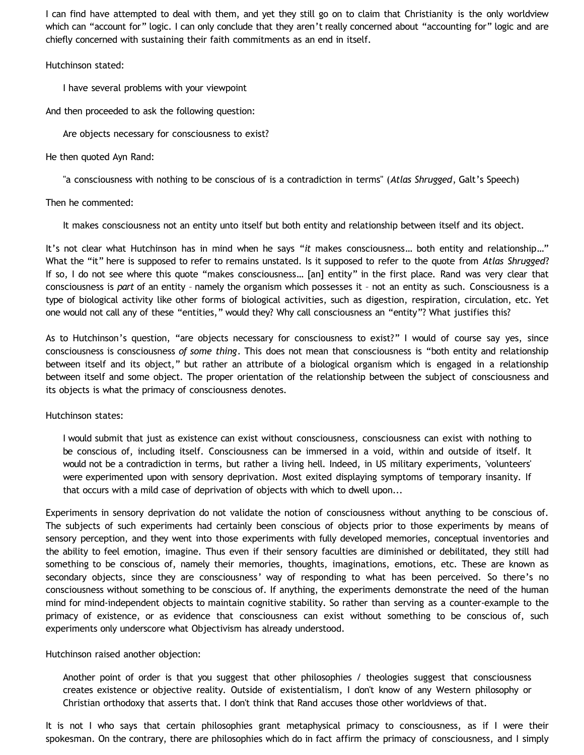I can find have attempted to deal with them, and yet they still go on to claim that Christianity is the only worldview which can "account for" logic. I can only conclude that they aren't really concerned about "accounting for" logic and are chiefly concerned with sustaining their faith commitments as an end in itself.

Hutchinson stated:

> I have several problems with your viewpoint

And then proceeded to ask the following question:

> Are objects necessary for consciousness to exist?

He then quoted Ayn Rand:

> "a consciousness with nothing to be conscious of is a contradiction in terms" (*Atlas Shrugged*, Galt's Speech)

Then he commented:

> It makes consciousness not an entity unto itself but both entity and relationship between itself and its object.

It's not clear what Hutchinson has in mind when he says "*it* makes consciousness… both entity and relationship…" What the "it" here is supposed to refer to remains unstated. Is it supposed to refer to the quote from *Atlas Shrugged*? If so, I do not see where this quote "makes consciousness… [an] entity" in the first place. Rand was very clear that consciousness is *part* of an entity – namely the organism which possesses it – not an entity as such. Consciousness is a type of biological activity like other forms of biological activities, such as digestion, respiration, circulation, etc. Yet one would not call any of these "entities," would they? Why call consciousness an "entity"? What justifies this?

As to Hutchinson's question, "are objects necessary for consciousness to exist?" I would of course say yes, since consciousness is consciousness *of some thing*. This does not mean that consciousness is "both entity and relationship between itself and its object," but rather an attribute of a biological organism which is engaged in a relationship between itself and some object. The proper orientation of the relationship between the subject of consciousness and its objects is what the primacy of consciousness denotes.

Hutchinson states:

> I would submit that just as existence can exist without consciousness, consciousness can exist with nothing to be conscious of, including itself. Consciousness can be immersed in a void, within and outside of itself. It would not be a contradiction in terms, but rather a living hell. Indeed, in US military experiments, 'volunteers' were experimented upon with sensory deprivation. Most exited displaying symptoms of temporary insanity. If that occurs with a mild case of deprivation of objects with which to dwell upon...

Experiments in sensory deprivation do not validate the notion of consciousness without anything to be conscious of. The subjects of such experiments had certainly been conscious of objects prior to those experiments by means of sensory perception, and they went into those experiments with fully developed memories, conceptual inventories and the ability to feel emotion, imagine. Thus even if their sensory faculties are diminished or debilitated, they still had something to be conscious of, namely their memories, thoughts, imaginations, emotions, etc. These are known as secondary objects, since they are consciousness' way of responding to what has been perceived. So there's no consciousness without something to be conscious of. If anything, the experiments demonstrate the need of the human mind for mind-independent objects to maintain cognitive stability. So rather than serving as a counter-example to the primacy of existence, or as evidence that consciousness can exist without something to be conscious of, such experiments only underscore what Objectivism has already understood.

Hutchinson raised another objection:

> Another point of order is that you suggest that other philosophies / theologies suggest that consciousness creates existence or objective reality. Outside of existentialism, I don't know of any Western philosophy or Christian orthodoxy that asserts that. I don't think that Rand accuses those other worldviews of that.

It is not I who says that certain philosophies grant metaphysical primacy to consciousness, as if I were their spokesman. On the contrary, there are philosophies which do in fact affirm the primacy of consciousness, and I simply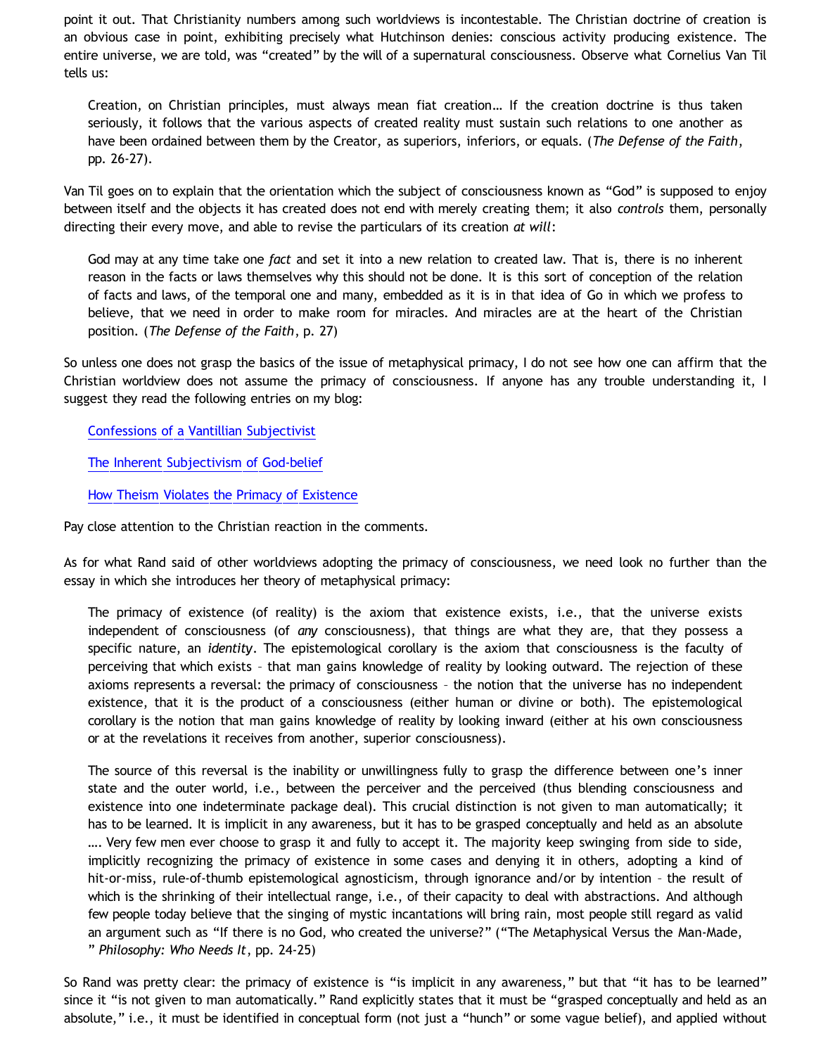point it out. That Christianity numbers among such worldviews is incontestable. The Christian doctrine of creation is an obvious case in point, exhibiting precisely what Hutchinson denies: conscious activity producing existence. The entire universe, we are told, was "created" by the will of a supernatural consciousness. Observe what Cornelius Van Til tells us:

> Creation, on Christian principles, must always mean fiat creation… If the creation doctrine is thus taken seriously, it follows that the various aspects of created reality must sustain such relations to one another as have been ordained between them by the Creator, as superiors, inferiors, or equals. (*The Defense of the Faith*, pp. 26-27).

Van Til goes on to explain that the orientation which the subject of consciousness known as "God" is supposed to enjoy between itself and the objects it has created does not end with merely creating them; it also *controls* them, personally directing their every move, and able to revise the particulars of its creation *at will*:

> God may at any time take one *fact* and set it into a new relation to created law. That is, there is no inherent reason in the facts or laws themselves why this should not be done. It is this sort of conception of the relation of facts and laws, of the temporal one and many, embedded as it is in that idea of Go in which we profess to believe, that we need in order to make room for miracles. And miracles are at the heart of the Christian position. (*The Defense of the Faith*, p. 27)

So unless one does not grasp the basics of the issue of metaphysical primacy, I do not see how one can affirm that the Christian worldview does not assume the primacy of consciousness. If anyone has any trouble understanding it, I suggest they read the following entries on my blog:

> Confessions of a Vantillian Subjectivist
>
> The Inherent Subjectivism of God-belief
>
> How Theism Violates the Primacy of Existence

Pay close attention to the Christian reaction in the comments.

As for what Rand said of other worldviews adopting the primacy of consciousness, we need look no further than the essay in which she introduces her theory of metaphysical primacy:

> The primacy of existence (of reality) is the axiom that existence exists, i.e., that the universe exists independent of consciousness (of *any* consciousness), that things are what they are, that they possess a specific nature, an *identity*. The epistemological corollary is the axiom that consciousness is the faculty of perceiving that which exists – that man gains knowledge of reality by looking outward. The rejection of these axioms represents a reversal: the primacy of consciousness – the notion that the universe has no independent existence, that it is the product of a consciousness (either human or divine or both). The epistemological corollary is the notion that man gains knowledge of reality by looking inward (either at his own consciousness or at the revelations it receives from another, superior consciousness).
>
> The source of this reversal is the inability or unwillingness fully to grasp the difference between one's inner state and the outer world, i.e., between the perceiver and the perceived (thus blending consciousness and existence into one indeterminate package deal). This crucial distinction is not given to man automatically; it has to be learned. It is implicit in any awareness, but it has to be grasped conceptually and held as an absolute …. Very few men ever choose to grasp it and fully to accept it. The majority keep swinging from side to side, implicitly recognizing the primacy of existence in some cases and denying it in others, adopting a kind of hit-or-miss, rule-of-thumb epistemological agnosticism, through ignorance and/or by intention – the result of which is the shrinking of their intellectual range, i.e., of their capacity to deal with abstractions. And although few people today believe that the singing of mystic incantations will bring rain, most people still regard as valid an argument such as "If there is no God, who created the universe?" ("The Metaphysical Versus the Man-Made, " *Philosophy: Who Needs It*, pp. 24-25)

So Rand was pretty clear: the primacy of existence is "is implicit in any awareness," but that "it has to be learned" since it "is not given to man automatically." Rand explicitly states that it must be "grasped conceptually and held as an absolute," i.e., it must be identified in conceptual form (not just a "hunch" or some vague belief), and applied without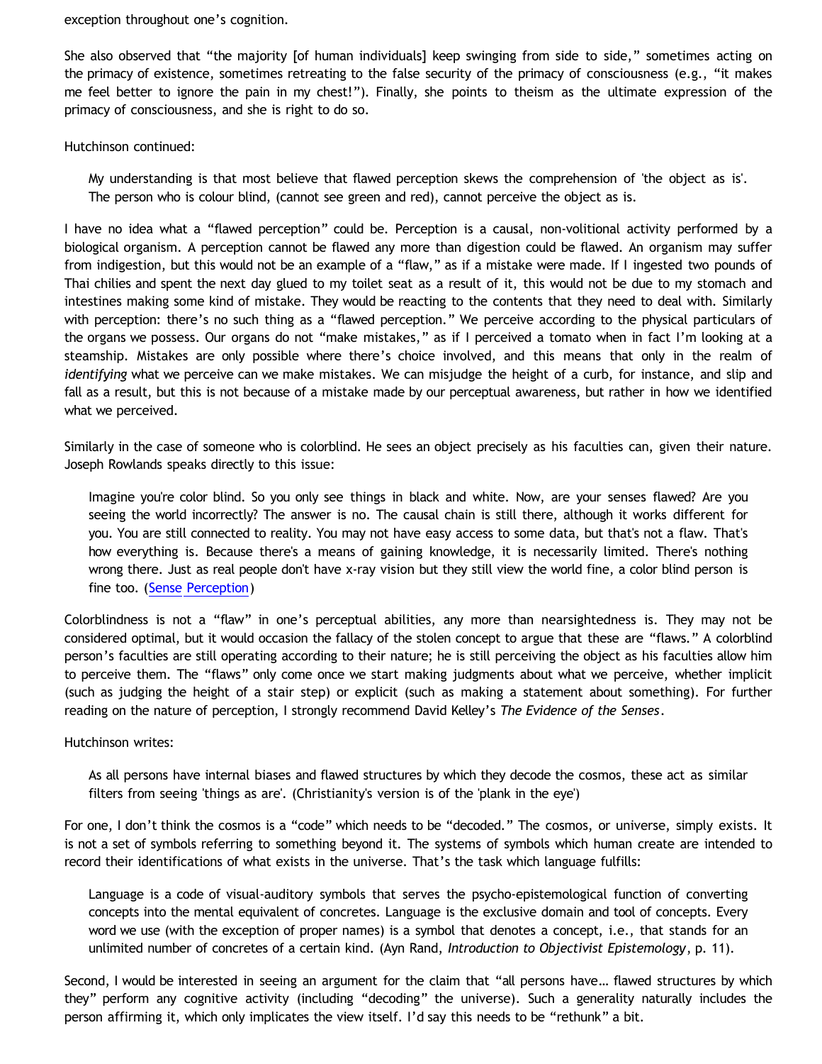exception throughout one's cognition.

She also observed that "the majority [of human individuals] keep swinging from side to side," sometimes acting on the primacy of existence, sometimes retreating to the false security of the primacy of consciousness (e.g., "it makes me feel better to ignore the pain in my chest!"). Finally, she points to theism as the ultimate expression of the primacy of consciousness, and she is right to do so.

Hutchinson continued:

> My understanding is that most believe that flawed perception skews the comprehension of 'the object as is'. The person who is colour blind, (cannot see green and red), cannot perceive the object as is.

I have no idea what a "flawed perception" could be. Perception is a causal, non-volitional activity performed by a biological organism. A perception cannot be flawed any more than digestion could be flawed. An organism may suffer from indigestion, but this would not be an example of a "flaw," as if a mistake were made. If I ingested two pounds of Thai chilies and spent the next day glued to my toilet seat as a result of it, this would not be due to my stomach and intestines making some kind of mistake. They would be reacting to the contents that they need to deal with. Similarly with perception: there's no such thing as a "flawed perception." We perceive according to the physical particulars of the organs we possess. Our organs do not "make mistakes," as if I perceived a tomato when in fact I'm looking at a steamship. Mistakes are only possible where there's choice involved, and this means that only in the realm of *identifying* what we perceive can we make mistakes. We can misjudge the height of a curb, for instance, and slip and fall as a result, but this is not because of a mistake made by our perceptual awareness, but rather in how we identified what we perceived.

Similarly in the case of someone who is colorblind. He sees an object precisely as his faculties can, given their nature. Joseph Rowlands speaks directly to this issue:

> Imagine you're color blind. So you only see things in black and white. Now, are your senses flawed? Are you seeing the world incorrectly? The answer is no. The causal chain is still there, although it works different for you. You are still connected to reality. You may not have easy access to some data, but that's not a flaw. That's how everything is. Because there's a means of gaining knowledge, it is necessarily limited. There's nothing wrong there. Just as real people don't have x-ray vision but they still view the world fine, a color blind person is fine too. (Sense Perception)

Colorblindness is not a "flaw" in one's perceptual abilities, any more than nearsightedness is. They may not be considered optimal, but it would occasion the fallacy of the stolen concept to argue that these are "flaws." A colorblind person's faculties are still operating according to their nature; he is still perceiving the object as his faculties allow him to perceive them. The "flaws" only come once we start making judgments about what we perceive, whether implicit (such as judging the height of a stair step) or explicit (such as making a statement about something). For further reading on the nature of perception, I strongly recommend David Kelley's *The Evidence of the Senses*.

Hutchinson writes:

> As all persons have internal biases and flawed structures by which they decode the cosmos, these act as similar filters from seeing 'things as are'. (Christianity's version is of the 'plank in the eye')

For one, I don't think the cosmos is a "code" which needs to be "decoded." The cosmos, or universe, simply exists. It is not a set of symbols referring to something beyond it. The systems of symbols which human create are intended to record their identifications of what exists in the universe. That's the task which language fulfills:

> Language is a code of visual-auditory symbols that serves the psycho-epistemological function of converting concepts into the mental equivalent of concretes. Language is the exclusive domain and tool of concepts. Every word we use (with the exception of proper names) is a symbol that denotes a concept, i.e., that stands for an unlimited number of concretes of a certain kind. (Ayn Rand, *Introduction to Objectivist Epistemology*, p. 11).

Second, I would be interested in seeing an argument for the claim that "all persons have… flawed structures by which they" perform any cognitive activity (including "decoding" the universe). Such a generality naturally includes the person affirming it, which only implicates the view itself. I'd say this needs to be "rethunk" a bit.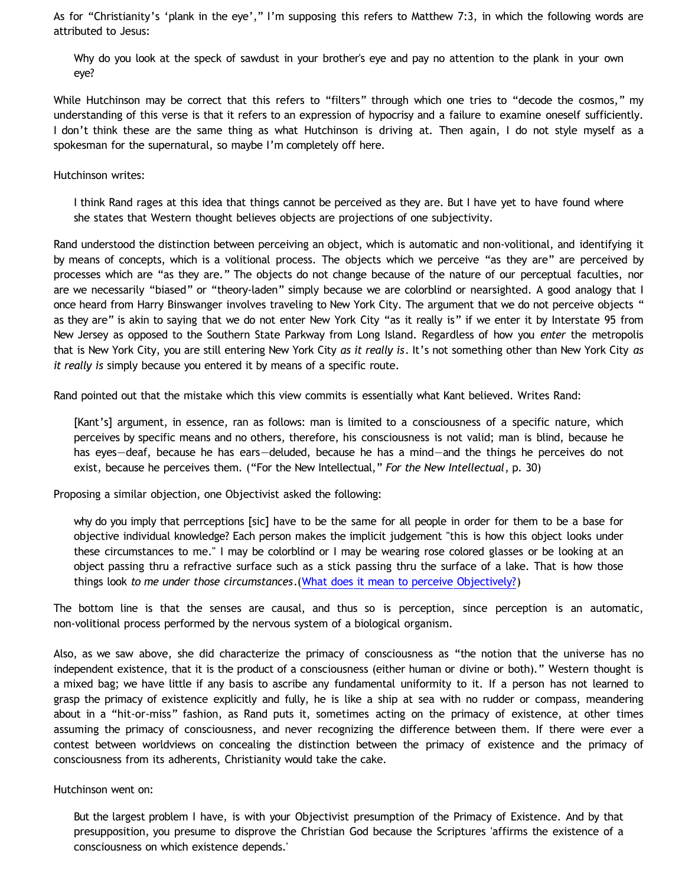As for "Christianity's 'plank in the eye'," I'm supposing this refers to Matthew 7:3, in which the following words are attributed to Jesus:

> Why do you look at the speck of sawdust in your brother's eye and pay no attention to the plank in your own eye?

While Hutchinson may be correct that this refers to "filters" through which one tries to "decode the cosmos," my understanding of this verse is that it refers to an expression of hypocrisy and a failure to examine oneself sufficiently. I don't think these are the same thing as what Hutchinson is driving at. Then again, I do not style myself as a spokesman for the supernatural, so maybe I'm completely off here.

Hutchinson writes:

> I think Rand rages at this idea that things cannot be perceived as they are. But I have yet to have found where she states that Western thought believes objects are projections of one subjectivity.

Rand understood the distinction between perceiving an object, which is automatic and non-volitional, and identifying it by means of concepts, which is a volitional process. The objects which we perceive "as they are" are perceived by processes which are "as they are." The objects do not change because of the nature of our perceptual faculties, nor are we necessarily "biased" or "theory-laden" simply because we are colorblind or nearsighted. A good analogy that I once heard from Harry Binswanger involves traveling to New York City. The argument that we do not perceive objects " as they are" is akin to saying that we do not enter New York City "as it really is" if we enter it by Interstate 95 from New Jersey as opposed to the Southern State Parkway from Long Island. Regardless of how you *enter* the metropolis that is New York City, you are still entering New York City *as it really is*. It's not something other than New York City *as it really is* simply because you entered it by means of a specific route.

Rand pointed out that the mistake which this view commits is essentially what Kant believed. Writes Rand:

> [Kant's] argument, in essence, ran as follows: man is limited to a consciousness of a specific nature, which perceives by specific means and no others, therefore, his consciousness is not valid; man is blind, because he has eyes—deaf, because he has ears—deluded, because he has a mind—and the things he perceives do not exist, because he perceives them. ("For the New Intellectual," *For the New Intellectual*, p. 30)

Proposing a similar objection, one Objectivist asked the following:

> why do you imply that perrceptions [sic] have to be the same for all people in order for them to be a base for objective individual knowledge? Each person makes the implicit judgement "this is how this object looks under these circumstances to me." I may be colorblind or I may be wearing rose colored glasses or be looking at an object passing thru a refractive surface such as a stick passing thru the surface of a lake. That is how those things look *to me under those circumstances*.([What does it mean to perceive Objectively?](#))

The bottom line is that the senses are causal, and thus so is perception, since perception is an automatic, non-volitional process performed by the nervous system of a biological organism.

Also, as we saw above, she did characterize the primacy of consciousness as "the notion that the universe has no independent existence, that it is the product of a consciousness (either human or divine or both)." Western thought is a mixed bag; we have little if any basis to ascribe any fundamental uniformity to it. If a person has not learned to grasp the primacy of existence explicitly and fully, he is like a ship at sea with no rudder or compass, meandering about in a "hit-or-miss" fashion, as Rand puts it, sometimes acting on the primacy of existence, at other times assuming the primacy of consciousness, and never recognizing the difference between them. If there were ever a contest between worldviews on concealing the distinction between the primacy of existence and the primacy of consciousness from its adherents, Christianity would take the cake.

Hutchinson went on:

> But the largest problem I have, is with your Objectivist presumption of the Primacy of Existence. And by that presupposition, you presume to disprove the Christian God because the Scriptures 'affirms the existence of a consciousness on which existence depends.'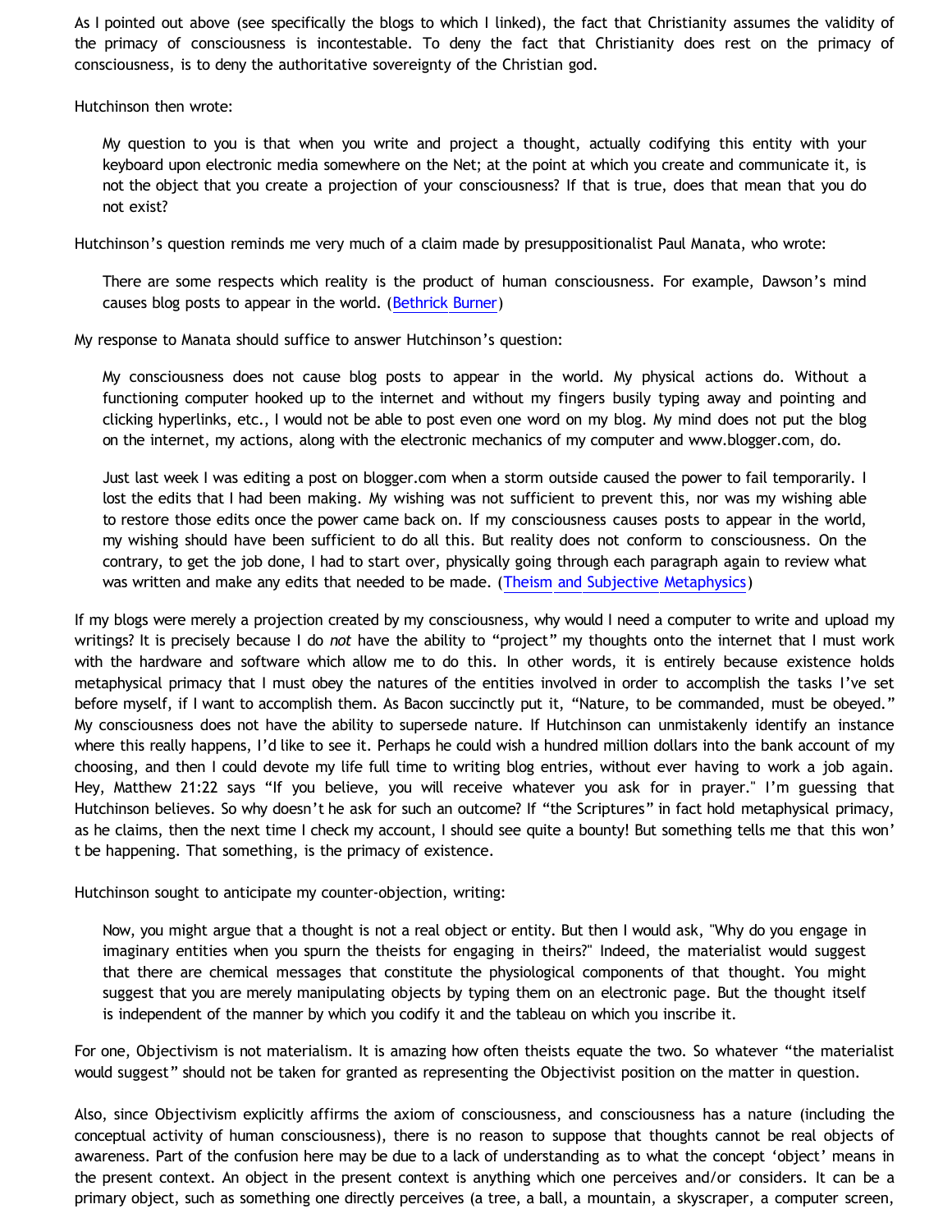As I pointed out above (see specifically the blogs to which I linked), the fact that Christianity assumes the validity of the primacy of consciousness is incontestable. To deny the fact that Christianity does rest on the primacy of consciousness, is to deny the authoritative sovereignty of the Christian god.

Hutchinson then wrote:

> My question to you is that when you write and project a thought, actually codifying this entity with your keyboard upon electronic media somewhere on the Net; at the point at which you create and communicate it, is not the object that you create a projection of your consciousness? If that is true, does that mean that you do not exist?

Hutchinson's question reminds me very much of a claim made by presuppositionalist Paul Manata, who wrote:

> There are some respects which reality is the product of human consciousness. For example, Dawson's mind causes blog posts to appear in the world. (Bethrick Burner)

My response to Manata should suffice to answer Hutchinson's question:

> My consciousness does not cause blog posts to appear in the world. My physical actions do. Without a functioning computer hooked up to the internet and without my fingers busily typing away and pointing and clicking hyperlinks, etc., I would not be able to post even one word on my blog. My mind does not put the blog on the internet, my actions, along with the electronic mechanics of my computer and www.blogger.com, do.
>
> Just last week I was editing a post on blogger.com when a storm outside caused the power to fail temporarily. I lost the edits that I had been making. My wishing was not sufficient to prevent this, nor was my wishing able to restore those edits once the power came back on. If my consciousness causes posts to appear in the world, my wishing should have been sufficient to do all this. But reality does not conform to consciousness. On the contrary, to get the job done, I had to start over, physically going through each paragraph again to review what was written and make any edits that needed to be made. (Theism and Subjective Metaphysics)

If my blogs were merely a projection created by my consciousness, why would I need a computer to write and upload my writings? It is precisely because I do *not* have the ability to "project" my thoughts onto the internet that I must work with the hardware and software which allow me to do this. In other words, it is entirely because existence holds metaphysical primacy that I must obey the natures of the entities involved in order to accomplish the tasks I've set before myself, if I want to accomplish them. As Bacon succinctly put it, "Nature, to be commanded, must be obeyed." My consciousness does not have the ability to supersede nature. If Hutchinson can unmistakenly identify an instance where this really happens, I'd like to see it. Perhaps he could wish a hundred million dollars into the bank account of my choosing, and then I could devote my life full time to writing blog entries, without ever having to work a job again. Hey, Matthew 21:22 says "If you believe, you will receive whatever you ask for in prayer." I'm guessing that Hutchinson believes. So why doesn't he ask for such an outcome? If "the Scriptures" in fact hold metaphysical primacy, as he claims, then the next time I check my account, I should see quite a bounty! But something tells me that this won't be happening. That something, is the primacy of existence.

Hutchinson sought to anticipate my counter-objection, writing:

> Now, you might argue that a thought is not a real object or entity. But then I would ask, "Why do you engage in imaginary entities when you spurn the theists for engaging in theirs?" Indeed, the materialist would suggest that there are chemical messages that constitute the physiological components of that thought. You might suggest that you are merely manipulating objects by typing them on an electronic page. But the thought itself is independent of the manner by which you codify it and the tableau on which you inscribe it.

For one, Objectivism is not materialism. It is amazing how often theists equate the two. So whatever "the materialist would suggest" should not be taken for granted as representing the Objectivist position on the matter in question.

Also, since Objectivism explicitly affirms the axiom of consciousness, and consciousness has a nature (including the conceptual activity of human consciousness), there is no reason to suppose that thoughts cannot be real objects of awareness. Part of the confusion here may be due to a lack of understanding as to what the concept 'object' means in the present context. An object in the present context is anything which one perceives and/or considers. It can be a primary object, such as something one directly perceives (a tree, a ball, a mountain, a skyscraper, a computer screen,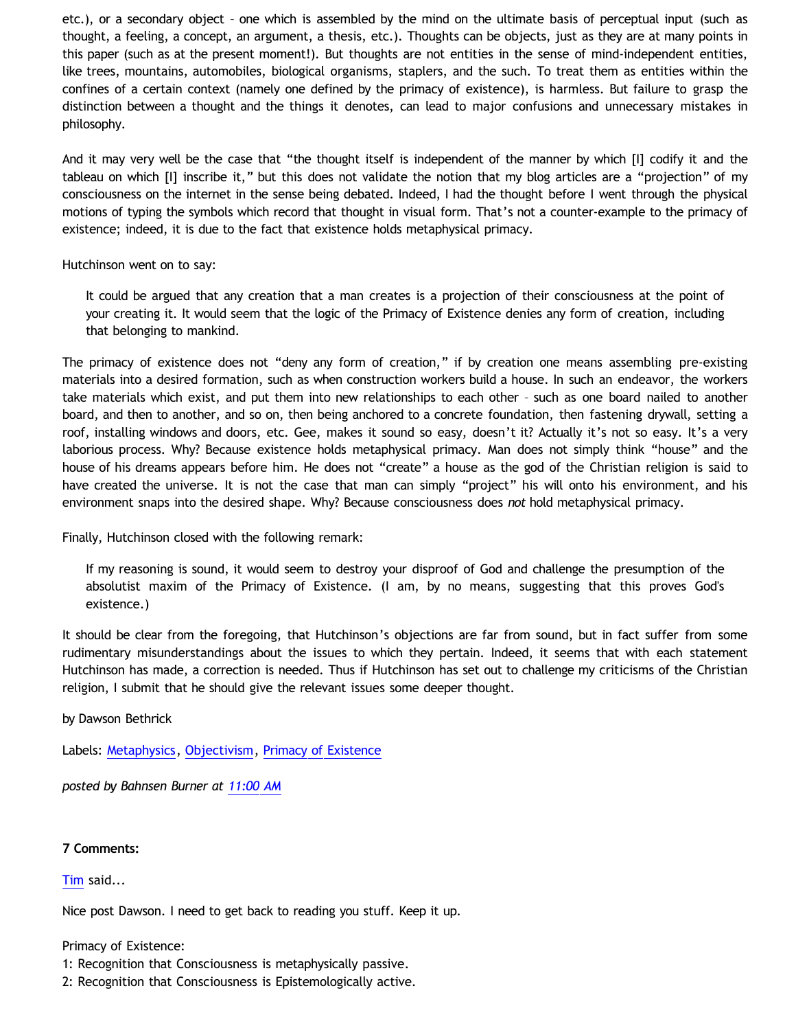etc.), or a secondary object – one which is assembled by the mind on the ultimate basis of perceptual input (such as thought, a feeling, a concept, an argument, a thesis, etc.). Thoughts can be objects, just as they are at many points in this paper (such as at the present moment!). But thoughts are not entities in the sense of mind-independent entities, like trees, mountains, automobiles, biological organisms, staplers, and the such. To treat them as entities within the confines of a certain context (namely one defined by the primacy of existence), is harmless. But failure to grasp the distinction between a thought and the things it denotes, can lead to major confusions and unnecessary mistakes in philosophy.

And it may very well be the case that "the thought itself is independent of the manner by which [I] codify it and the tableau on which [I] inscribe it," but this does not validate the notion that my blog articles are a "projection" of my consciousness on the internet in the sense being debated. Indeed, I had the thought before I went through the physical motions of typing the symbols which record that thought in visual form. That's not a counter-example to the primacy of existence; indeed, it is due to the fact that existence holds metaphysical primacy.

Hutchinson went on to say:

> It could be argued that any creation that a man creates is a projection of their consciousness at the point of your creating it. It would seem that the logic of the Primacy of Existence denies any form of creation, including that belonging to mankind.

The primacy of existence does not "deny any form of creation," if by creation one means assembling pre-existing materials into a desired formation, such as when construction workers build a house. In such an endeavor, the workers take materials which exist, and put them into new relationships to each other – such as one board nailed to another board, and then to another, and so on, then being anchored to a concrete foundation, then fastening drywall, setting a roof, installing windows and doors, etc. Gee, makes it sound so easy, doesn't it? Actually it's not so easy. It's a very laborious process. Why? Because existence holds metaphysical primacy. Man does not simply think "house" and the house of his dreams appears before him. He does not "create" a house as the god of the Christian religion is said to have created the universe. It is not the case that man can simply "project" his will onto his environment, and his environment snaps into the desired shape. Why? Because consciousness does *not* hold metaphysical primacy.

Finally, Hutchinson closed with the following remark:

> If my reasoning is sound, it would seem to destroy your disproof of God and challenge the presumption of the absolutist maxim of the Primacy of Existence. (I am, by no means, suggesting that this proves God's existence.)

It should be clear from the foregoing, that Hutchinson's objections are far from sound, but in fact suffer from some rudimentary misunderstandings about the issues to which they pertain. Indeed, it seems that with each statement Hutchinson has made, a correction is needed. Thus if Hutchinson has set out to challenge my criticisms of the Christian religion, I submit that he should give the relevant issues some deeper thought.

by Dawson Bethrick

Labels: Metaphysics, Objectivism, Primacy of Existence

*posted by Bahnsen Burner at 11:00 AM*

**7 Comments:**

Tim said...

Nice post Dawson. I need to get back to reading you stuff. Keep it up.

Primacy of Existence:
1: Recognition that Consciousness is metaphysically passive.
2: Recognition that Consciousness is Epistemologically active.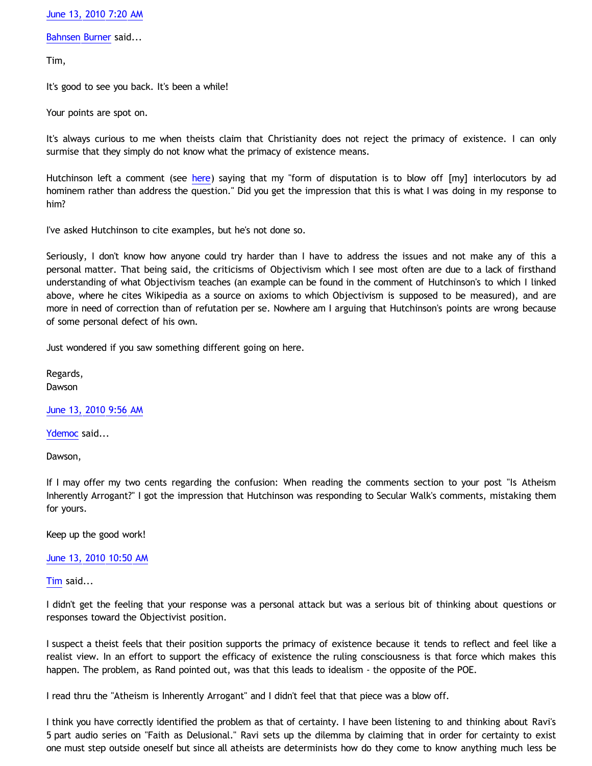[June 13, 2010 7:20 AM](#)

[Bahnsen Burner](#) said...

Tim,

It's good to see you back. It's been a while!

Your points are spot on.

It's always curious to me when theists claim that Christianity does not reject the primacy of existence. I can only surmise that they simply do not know what the primacy of existence means.

Hutchinson left a comment (see [here](#)) saying that my "form of disputation is to blow off [my] interlocutors by ad hominem rather than address the question." Did you get the impression that this is what I was doing in my response to him?

I've asked Hutchinson to cite examples, but he's not done so.

Seriously, I don't know how anyone could try harder than I have to address the issues and not make any of this a personal matter. That being said, the criticisms of Objectivism which I see most often are due to a lack of firsthand understanding of what Objectivism teaches (an example can be found in the comment of Hutchinson's to which I linked above, where he cites Wikipedia as a source on axioms to which Objectivism is supposed to be measured), and are more in need of correction than of refutation per se. Nowhere am I arguing that Hutchinson's points are wrong because of some personal defect of his own.

Just wondered if you saw something different going on here.

Regards,
Dawson

[June 13, 2010 9:56 AM](#)

[Ydemoc](#) said...

Dawson,

If I may offer my two cents regarding the confusion: When reading the comments section to your post "Is Atheism Inherently Arrogant?" I got the impression that Hutchinson was responding to Secular Walk's comments, mistaking them for yours.

Keep up the good work!

[June 13, 2010 10:50 AM](#)

[Tim](#) said...

I didn't get the feeling that your response was a personal attack but was a serious bit of thinking about questions or responses toward the Objectivist position.

I suspect a theist feels that their position supports the primacy of existence because it tends to reflect and feel like a realist view. In an effort to support the efficacy of existence the ruling consciousness is that force which makes this happen. The problem, as Rand pointed out, was that this leads to idealism - the opposite of the POE.

I read thru the "Atheism is Inherently Arrogant" and I didn't feel that that piece was a blow off.

I think you have correctly identified the problem as that of certainty. I have been listening to and thinking about Ravi's 5 part audio series on "Faith as Delusional." Ravi sets up the dilemma by claiming that in order for certainty to exist one must step outside oneself but since all atheists are determinists how do they come to know anything much less be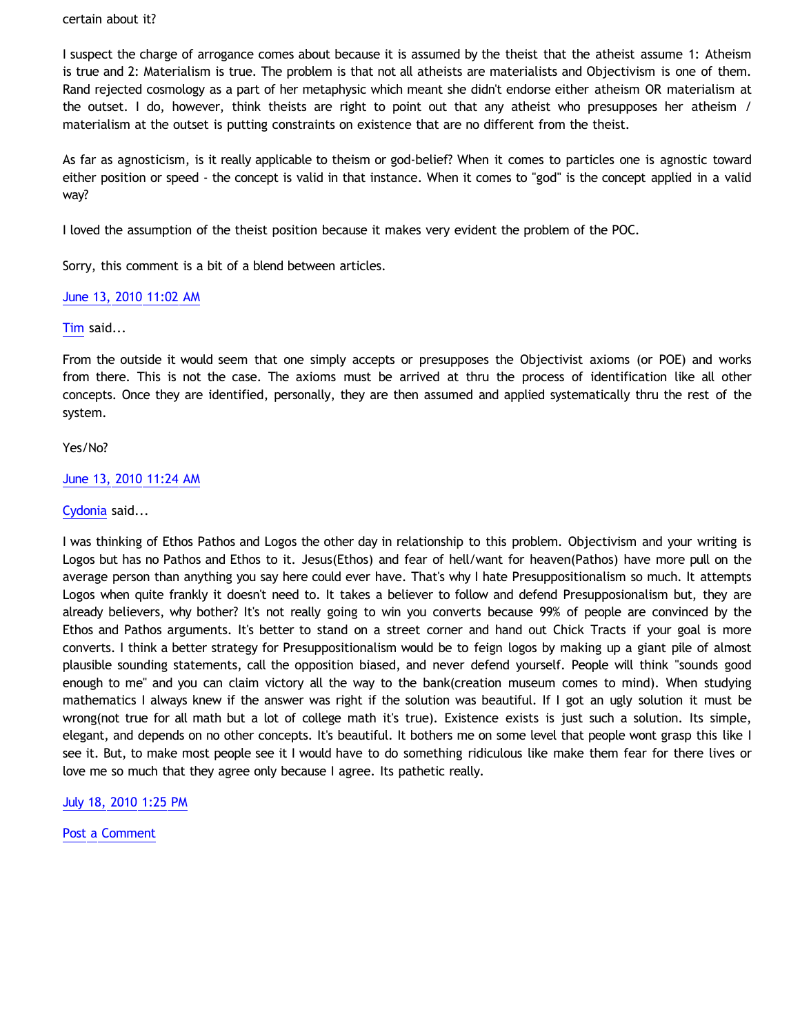certain about it?

I suspect the charge of arrogance comes about because it is assumed by the theist that the atheist assume 1: Atheism is true and 2: Materialism is true. The problem is that not all atheists are materialists and Objectivism is one of them. Rand rejected cosmology as a part of her metaphysic which meant she didn't endorse either atheism OR materialism at the outset. I do, however, think theists are right to point out that any atheist who presupposes her atheism / materialism at the outset is putting constraints on existence that are no different from the theist.

As far as agnosticism, is it really applicable to theism or god-belief? When it comes to particles one is agnostic toward either position or speed - the concept is valid in that instance. When it comes to "god" is the concept applied in a valid way?

I loved the assumption of the theist position because it makes very evident the problem of the POC.

Sorry, this comment is a bit of a blend between articles.

June 13, 2010 11:02 AM

Tim said...

From the outside it would seem that one simply accepts or presupposes the Objectivist axioms (or POE) and works from there. This is not the case. The axioms must be arrived at thru the process of identification like all other concepts. Once they are identified, personally, they are then assumed and applied systematically thru the rest of the system.

Yes/No?

June 13, 2010 11:24 AM

Cydonia said...

I was thinking of Ethos Pathos and Logos the other day in relationship to this problem. Objectivism and your writing is Logos but has no Pathos and Ethos to it. Jesus(Ethos) and fear of hell/want for heaven(Pathos) have more pull on the average person than anything you say here could ever have. That's why I hate Presuppositionalism so much. It attempts Logos when quite frankly it doesn't need to. It takes a believer to follow and defend Presupposionalism but, they are already believers, why bother? It's not really going to win you converts because 99% of people are convinced by the Ethos and Pathos arguments. It's better to stand on a street corner and hand out Chick Tracts if your goal is more converts. I think a better strategy for Presuppositionalism would be to feign logos by making up a giant pile of almost plausible sounding statements, call the opposition biased, and never defend yourself. People will think "sounds good enough to me" and you can claim victory all the way to the bank(creation museum comes to mind). When studying mathematics I always knew if the answer was right if the solution was beautiful. If I got an ugly solution it must be wrong(not true for all math but a lot of college math it's true). Existence exists is just such a solution. Its simple, elegant, and depends on no other concepts. It's beautiful. It bothers me on some level that people wont grasp this like I see it. But, to make most people see it I would have to do something ridiculous like make them fear for there lives or love me so much that they agree only because I agree. Its pathetic really.

July 18, 2010 1:25 PM

Post a Comment